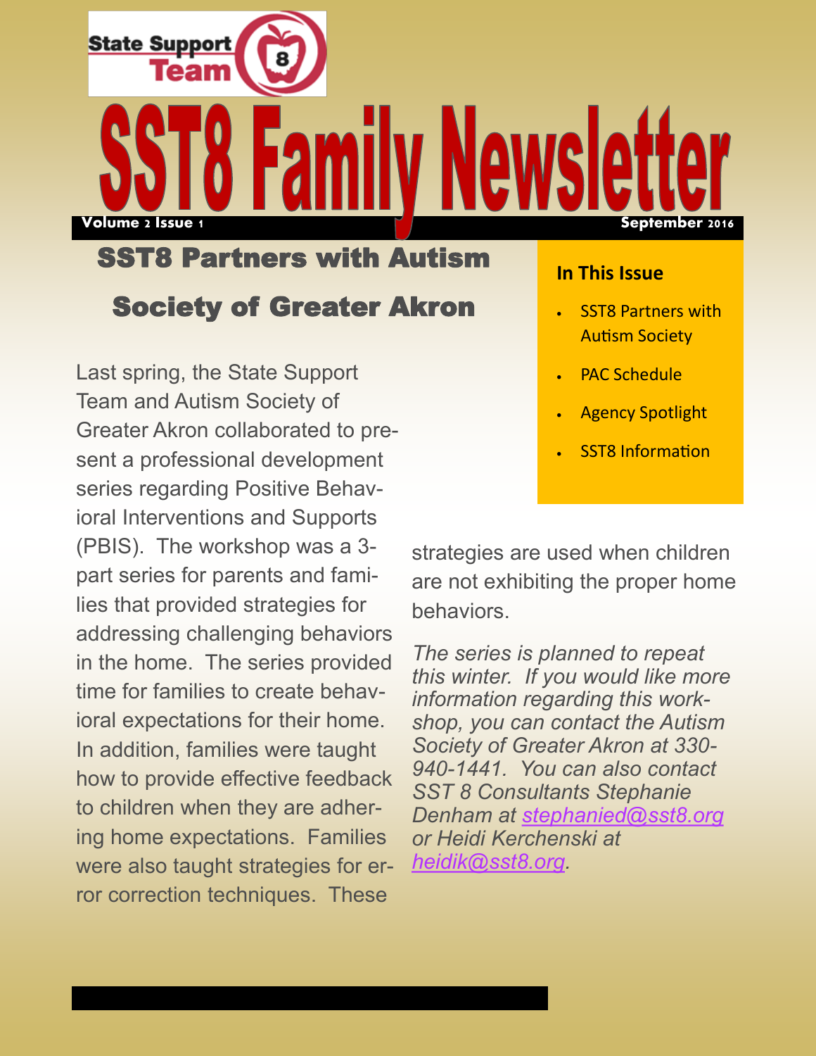State Support Team 8

# SST8 Family Newsletter

**Volume 2 Issue 1** **September 2016**

## SST8 Partners with Autism Society of Greater Akron

**In This Issue**

- SST8 Partners with Autism Society
- PAC Schedule
- Agency Spotlight
- SST8 Information

Last spring, the State Support Team and Autism Society of Greater Akron collaborated to present a professional development series regarding Positive Behavioral Interventions and Supports (PBIS). The workshop was a 3-part series for parents and families that provided strategies for addressing challenging behaviors in the home. The series provided time for families to create behavioral expectations for their home. In addition, families were taught how to provide effective feedback to children when they are adhering home expectations. Families were also taught strategies for error correction techniques. These strategies are used when children are not exhibiting the proper home behaviors.

*The series is planned to repeat this winter. If you would like more information regarding this workshop, you can contact the Autism Society of Greater Akron at 330-940-1441. You can also contact SST 8 Consultants Stephanie Denham at stephanied@sst8.org or Heidi Kerchenski at heidik@sst8.org.*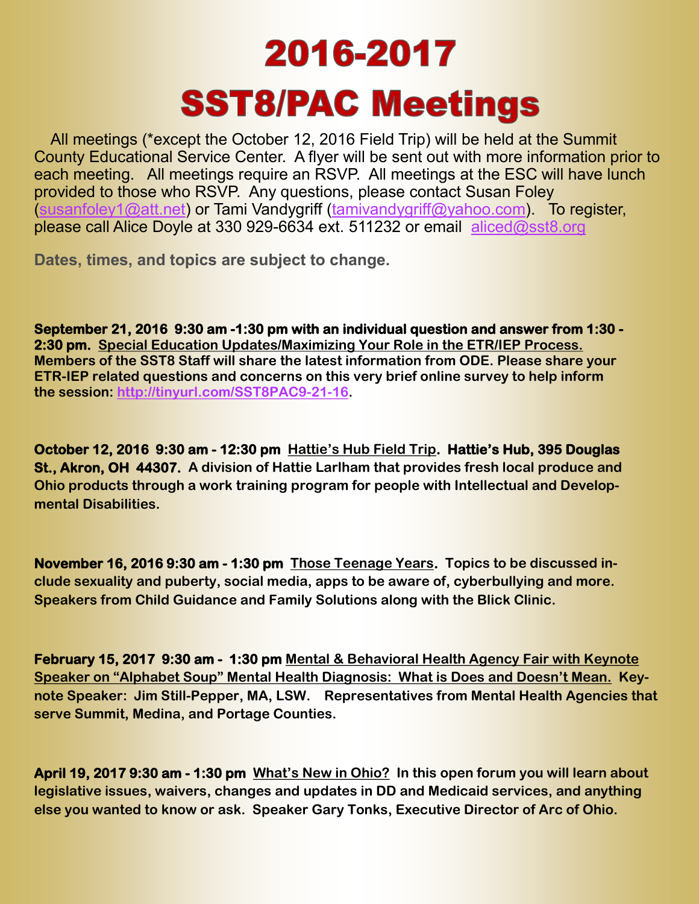# 2016-2017

# SST8/PAC Meetings

All meetings (*except the October 12, 2016 Field Trip) will be held at the Summit County Educational Service Center. A flyer will be sent out with more information prior to each meeting. All meetings require an RSVP. All meetings at the ESC will have lunch provided to those who RSVP. Any questions, please contact Susan Foley (susanfoley1@att.net) or Tami Vandygriff (tamivandygriff@yahoo.com). To register, please call Alice Doyle at 330 929-6634 ext. 511232 or email aliced@sst8.org

**Dates, times, and topics are subject to change.**

**September 21, 2016 9:30 am -1:30 pm with an individual question and answer from 1:30 - 2:30 pm.** **Special Education Updates/Maximizing Your Role in the ETR/IEP Process.** **Members of the SST8 Staff will share the latest information from ODE. Please share your ETR-IEP related questions and concerns on this very brief online survey to help inform the session: http://tinyurl.com/SST8PAC9-21-16.**

**October 12, 2016 9:30 am - 12:30 pm** **Hattie's Hub Field Trip. Hattie's Hub, 395 Douglas St., Akron, OH 44307. A division of Hattie Larlham that provides fresh local produce and Ohio products through a work training program for people with Intellectual and Developmental Disabilities.**

**November 16, 2016 9:30 am - 1:30 pm** **Those Teenage Years. Topics to be discussed include sexuality and puberty, social media, apps to be aware of, cyberbullying and more. Speakers from Child Guidance and Family Solutions along with the Blick Clinic.**

**February 15, 2017 9:30 am - 1:30 pm** **Mental & Behavioral Health Agency Fair with Keynote Speaker on "Alphabet Soup" Mental Health Diagnosis: What is Does and Doesn't Mean. Keynote Speaker: Jim Still-Pepper, MA, LSW. Representatives from Mental Health Agencies that serve Summit, Medina, and Portage Counties.**

**April 19, 2017 9:30 am - 1:30 pm** **What's New in Ohio? In this open forum you will learn about legislative issues, waivers, changes and updates in DD and Medicaid services, and anything else you wanted to know or ask. Speaker Gary Tonks, Executive Director of Arc of Ohio.**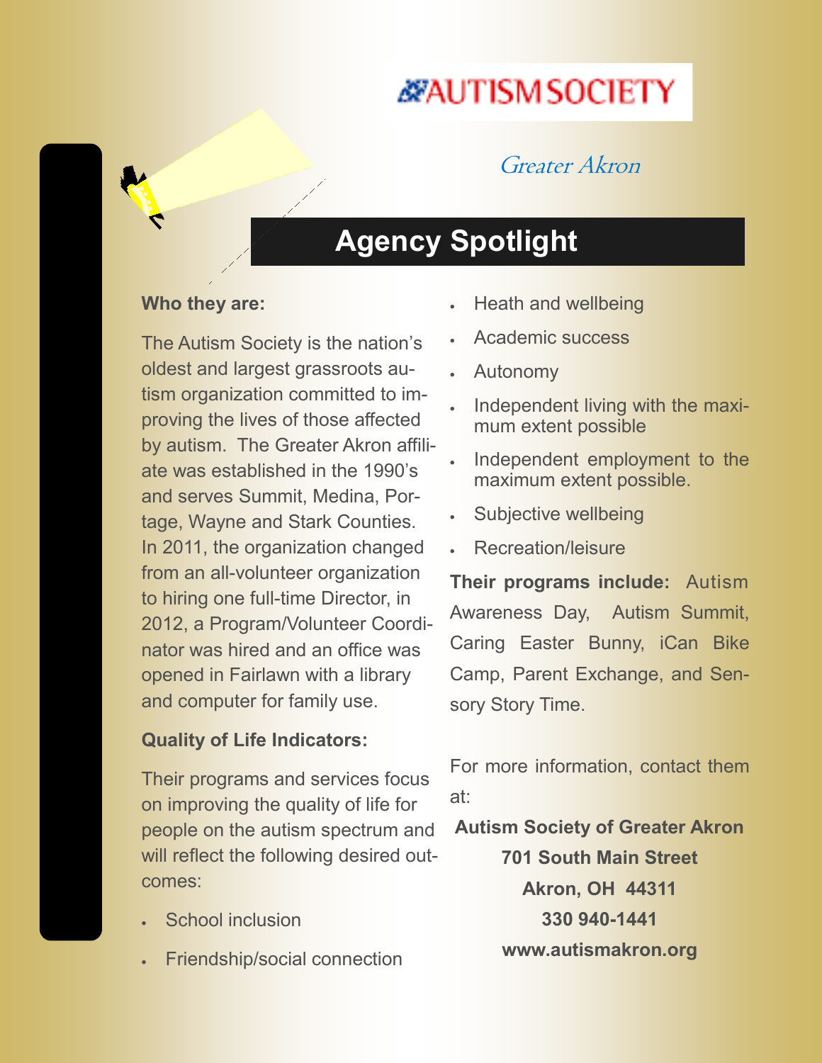AUTISM SOCIETY

*Greater Akron*

# Agency Spotlight

**Who they are:**

The Autism Society is the nation's oldest and largest grassroots autism organization committed to improving the lives of those affected by autism. The Greater Akron affiliate was established in the 1990's and serves Summit, Medina, Portage, Wayne and Stark Counties. In 2011, the organization changed from an all-volunteer organization to hiring one full-time Director, in 2012, a Program/Volunteer Coordinator was hired and an office was opened in Fairlawn with a library and computer for family use.

**Quality of Life Indicators:**

Their programs and services focus on improving the quality of life for people on the autism spectrum and will reflect the following desired outcomes:

- School inclusion
- Friendship/social connection
- Heath and wellbeing
- Academic success
- Autonomy
- Independent living with the maximum extent possible
- Independent employment to the maximum extent possible.
- Subjective wellbeing
- Recreation/leisure

**Their programs include:** Autism Awareness Day, Autism Summit, Caring Easter Bunny, iCan Bike Camp, Parent Exchange, and Sensory Story Time.

For more information, contact them at:

**Autism Society of Greater Akron**
**701 South Main Street**
**Akron, OH 44311**
**330 940-1441**
**www.autismakron.org**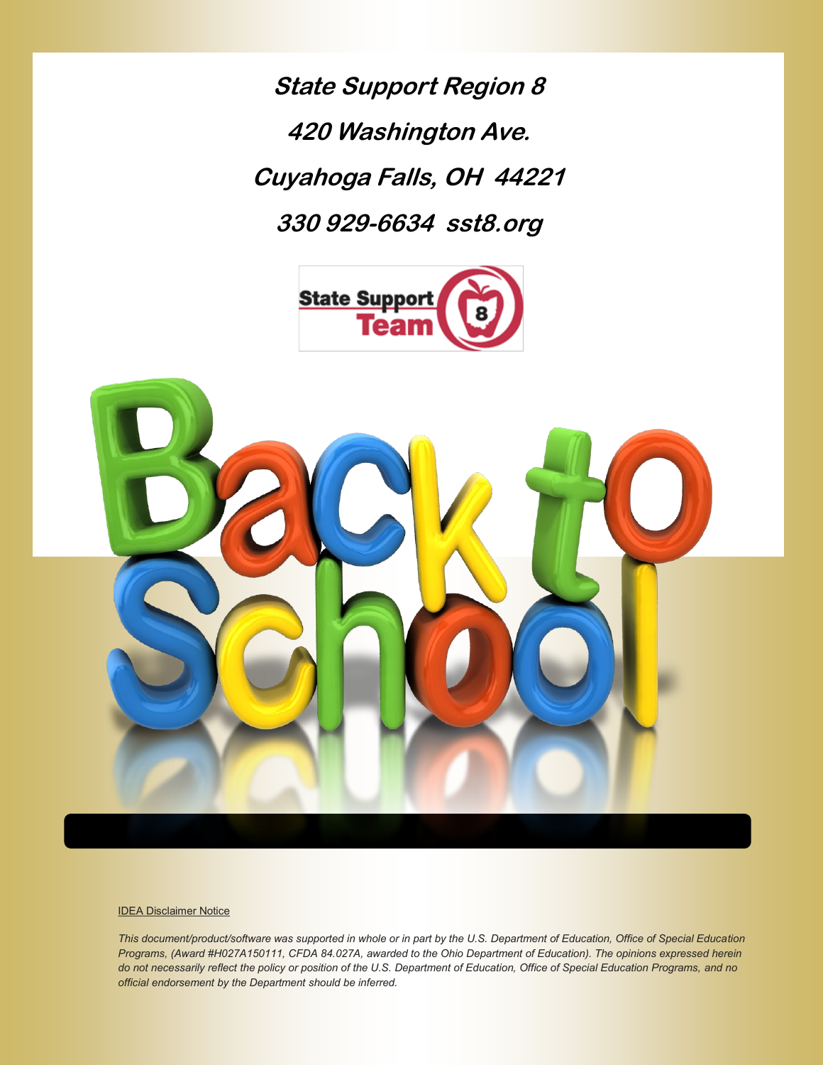***State Support Region 8***

***420 Washington Ave.***

***Cuyahoga Falls, OH 44221***

***330 929-6634 sst8.org***

IDEA Disclaimer Notice

*This document/product/software was supported in whole or in part by the U.S. Department of Education, Office of Special Education Programs, (Award #H027A150111, CFDA 84.027A, awarded to the Ohio Department of Education). The opinions expressed herein do not necessarily reflect the policy or position of the U.S. Department of Education, Office of Special Education Programs, and no official endorsement by the Department should be inferred.*